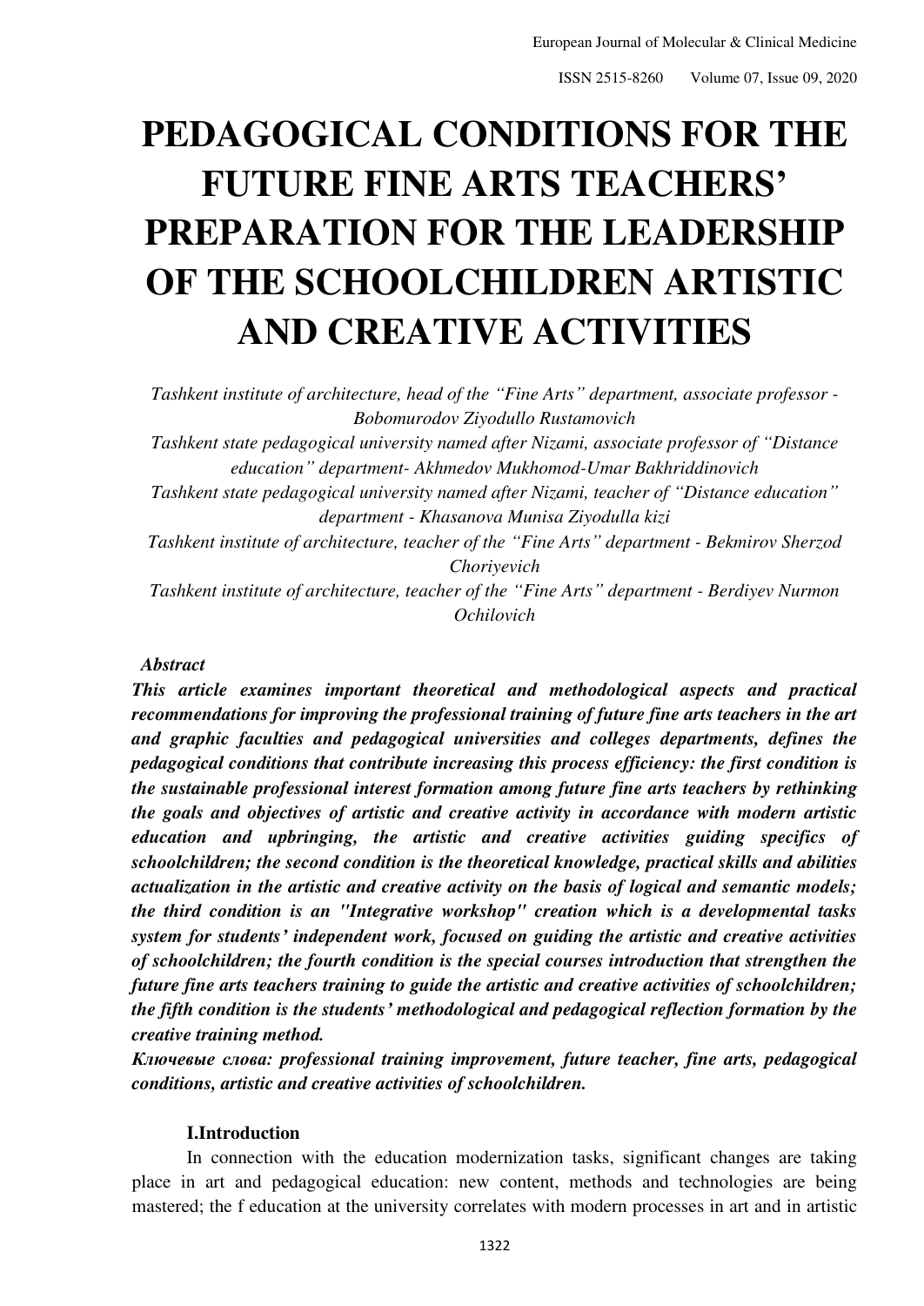# PEDAGOGICAL CONDITIONS FOR THE FUTURE FINE ARTS TEACHERS' PREPARATION FOR THE LEADERSHIP OF THE SCHOOLCHILDREN ARTISTIC AND CREATIVE ACTIVITIES

*Tashkent institute of architecture, head of the "Fine Arts" department, associate professor - Bobomurodov Ziyodullo Rustamovich*

*Tashkent state pedagogical university named after Nizami, associate professor of "Distance education" department- Akhmedov Mukhomod-Umar Bakhriddinovich*

*Tashkent state pedagogical university named after Nizami, teacher of "Distance education" department - Khasanova Munisa Ziyodulla kizi*

*Tashkent institute of architecture, teacher of the "Fine Arts" department - Bekmirov Sherzod Choriyevich*

*Tashkent institute of architecture, teacher of the "Fine Arts" department - Berdiyev Nurmon Ochilovich*

***Abstract***

***This article examines important theoretical and methodological aspects and practical recommendations for improving the professional training of future fine arts teachers in the art and graphic faculties and pedagogical universities and colleges departments, defines the pedagogical conditions that contribute increasing this process efficiency: the first condition is the sustainable professional interest formation among future fine arts teachers by rethinking the goals and objectives of artistic and creative activity in accordance with modern artistic education and upbringing, the artistic and creative activities guiding specifics of schoolchildren; the second condition is the theoretical knowledge, practical skills and abilities actualization in the artistic and creative activity on the basis of logical and semantic models; the third condition is an "Integrative workshop" creation which is a developmental tasks system for students' independent work, focused on guiding the artistic and creative activities of schoolchildren; the fourth condition is the special courses introduction that strengthen the future fine arts teachers training to guide the artistic and creative activities of schoolchildren; the fifth condition is the students' methodological and pedagogical reflection formation by the creative training method.***

***Ключевые слова: professional training improvement, future teacher, fine arts, pedagogical conditions, artistic and creative activities of schoolchildren.***

## I.Introduction

In connection with the education modernization tasks, significant changes are taking place in art and pedagogical education: new content, methods and technologies are being mastered; the f education at the university correlates with modern processes in art and in artistic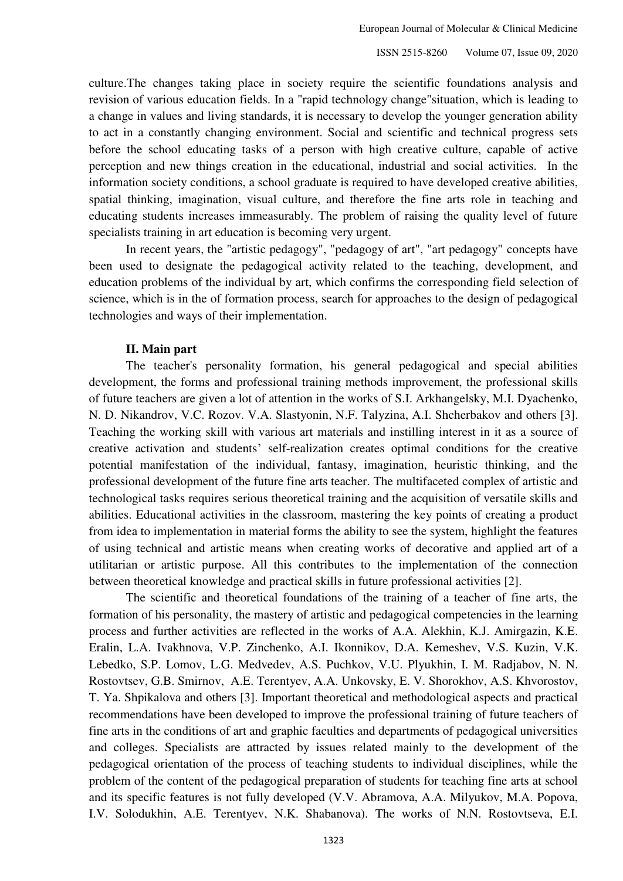culture.The changes taking place in society require the scientific foundations analysis and revision of various education fields. In a "rapid technology change"situation, which is leading to a change in values and living standards, it is necessary to develop the younger generation ability to act in a constantly changing environment. Social and scientific and technical progress sets before the school educating tasks of a person with high creative culture, capable of active perception and new things creation in the educational, industrial and social activities. In the information society conditions, a school graduate is required to have developed creative abilities, spatial thinking, imagination, visual culture, and therefore the fine arts role in teaching and educating students increases immeasurably. The problem of raising the quality level of future specialists training in art education is becoming very urgent.

In recent years, the "artistic pedagogy", "pedagogy of art", "art pedagogy" concepts have been used to designate the pedagogical activity related to the teaching, development, and education problems of the individual by art, which confirms the corresponding field selection of science, which is in the of formation process, search for approaches to the design of pedagogical technologies and ways of their implementation.

## II. Main part

The teacher's personality formation, his general pedagogical and special abilities development, the forms and professional training methods improvement, the professional skills of future teachers are given a lot of attention in the works of S.I. Arkhangelsky, M.I. Dyachenko, N. D. Nikandrov, V.C. Rozov. V.A. Slastyonin, N.F. Talyzina, A.I. Shcherbakov and others [3]. Teaching the working skill with various art materials and instilling interest in it as a source of creative activation and students' self-realization creates optimal conditions for the creative potential manifestation of the individual, fantasy, imagination, heuristic thinking, and the professional development of the future fine arts teacher. The multifaceted complex of artistic and technological tasks requires serious theoretical training and the acquisition of versatile skills and abilities. Educational activities in the classroom, mastering the key points of creating a product from idea to implementation in material forms the ability to see the system, highlight the features of using technical and artistic means when creating works of decorative and applied art of a utilitarian or artistic purpose. All this contributes to the implementation of the connection between theoretical knowledge and practical skills in future professional activities [2].

The scientific and theoretical foundations of the training of a teacher of fine arts, the formation of his personality, the mastery of artistic and pedagogical competencies in the learning process and further activities are reflected in the works of A.A. Alekhin, K.J. Amirgazin, K.E. Eralin, L.A. Ivakhnova, V.P. Zinchenko, A.I. Ikonnikov, D.A. Kemeshev, V.S. Kuzin, V.K. Lebedko, S.P. Lomov, L.G. Medvedev, A.S. Puchkov, V.U. Plyukhin, I. M. Radjabov, N. N. Rostovtsev, G.B. Smirnov, A.E. Terentyev, A.A. Unkovsky, E. V. Shorokhov, A.S. Khvorostov, T. Ya. Shpikalova and others [3]. Important theoretical and methodological aspects and practical recommendations have been developed to improve the professional training of future teachers of fine arts in the conditions of art and graphic faculties and departments of pedagogical universities and colleges. Specialists are attracted by issues related mainly to the development of the pedagogical orientation of the process of teaching students to individual disciplines, while the problem of the content of the pedagogical preparation of students for teaching fine arts at school and its specific features is not fully developed (V.V. Abramova, A.A. Milyukov, M.A. Popova, I.V. Solodukhin, A.E. Terentyev, N.K. Shabanova). The works of N.N. Rostovtseva, E.I.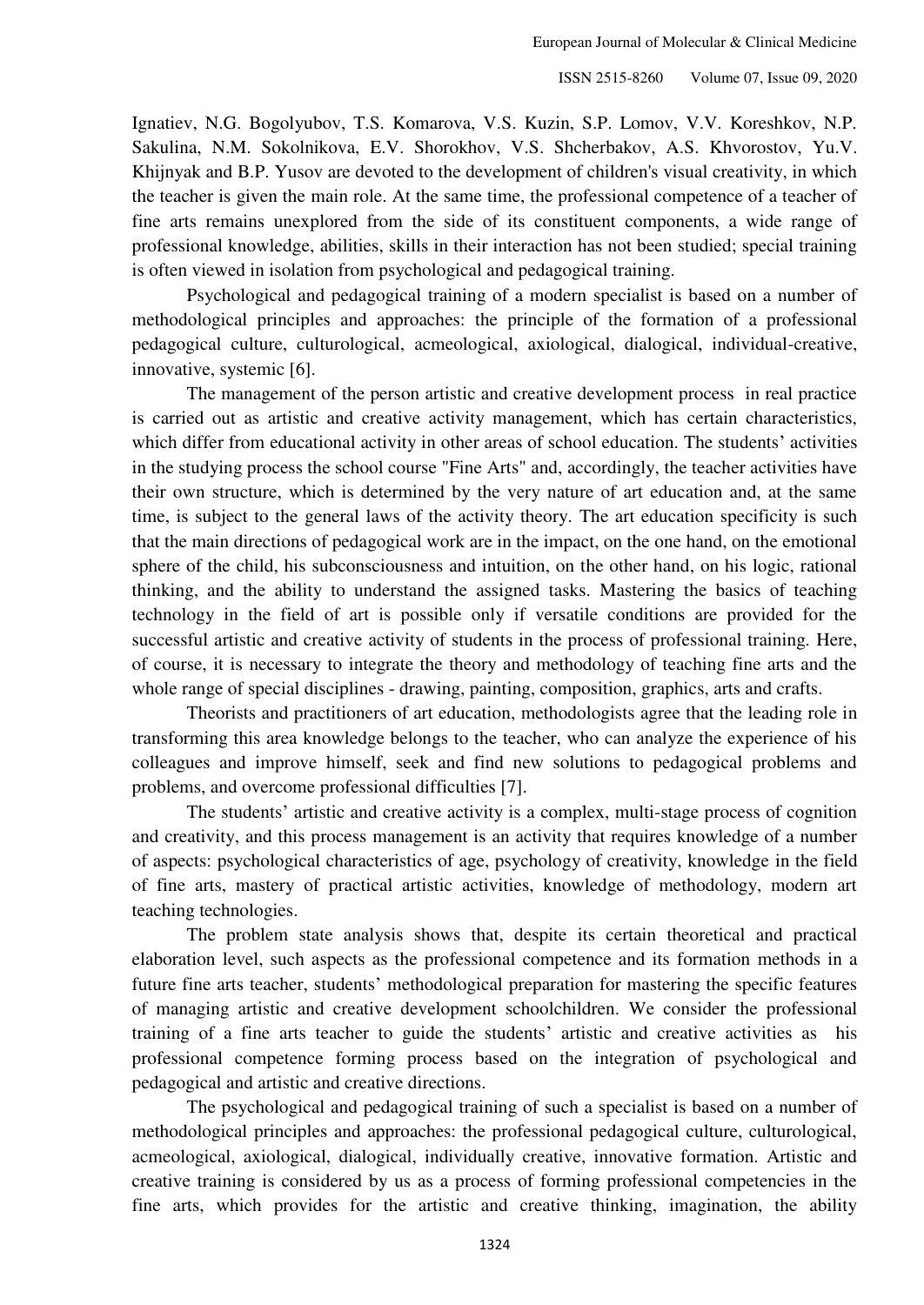Ignatiev, N.G. Bogolyubov, T.S. Komarova, V.S. Kuzin, S.P. Lomov, V.V. Koreshkov, N.P. Sakulina, N.M. Sokolnikova, E.V. Shorokhov, V.S. Shcherbakov, A.S. Khvorostov, Yu.V. Khijnyak and B.P. Yusov are devoted to the development of children's visual creativity, in which the teacher is given the main role. At the same time, the professional competence of a teacher of fine arts remains unexplored from the side of its constituent components, a wide range of professional knowledge, abilities, skills in their interaction has not been studied; special training is often viewed in isolation from psychological and pedagogical training.

Psychological and pedagogical training of a modern specialist is based on a number of methodological principles and approaches: the principle of the formation of a professional pedagogical culture, culturological, acmeological, axiological, dialogical, individual-creative, innovative, systemic [6].

The management of the person artistic and creative development process in real practice is carried out as artistic and creative activity management, which has certain characteristics, which differ from educational activity in other areas of school education. The students' activities in the studying process the school course "Fine Arts" and, accordingly, the teacher activities have their own structure, which is determined by the very nature of art education and, at the same time, is subject to the general laws of the activity theory. The art education specificity is such that the main directions of pedagogical work are in the impact, on the one hand, on the emotional sphere of the child, his subconsciousness and intuition, on the other hand, on his logic, rational thinking, and the ability to understand the assigned tasks. Mastering the basics of teaching technology in the field of art is possible only if versatile conditions are provided for the successful artistic and creative activity of students in the process of professional training. Here, of course, it is necessary to integrate the theory and methodology of teaching fine arts and the whole range of special disciplines - drawing, painting, composition, graphics, arts and crafts.

Theorists and practitioners of art education, methodologists agree that the leading role in transforming this area knowledge belongs to the teacher, who can analyze the experience of his colleagues and improve himself, seek and find new solutions to pedagogical problems and problems, and overcome professional difficulties [7].

The students' artistic and creative activity is a complex, multi-stage process of cognition and creativity, and this process management is an activity that requires knowledge of a number of aspects: psychological characteristics of age, psychology of creativity, knowledge in the field of fine arts, mastery of practical artistic activities, knowledge of methodology, modern art teaching technologies.

The problem state analysis shows that, despite its certain theoretical and practical elaboration level, such aspects as the professional competence and its formation methods in a future fine arts teacher, students' methodological preparation for mastering the specific features of managing artistic and creative development schoolchildren. We consider the professional training of a fine arts teacher to guide the students' artistic and creative activities as his professional competence forming process based on the integration of psychological and pedagogical and artistic and creative directions.

The psychological and pedagogical training of such a specialist is based on a number of methodological principles and approaches: the professional pedagogical culture, culturological, acmeological, axiological, dialogical, individually creative, innovative formation. Artistic and creative training is considered by us as a process of forming professional competencies in the fine arts, which provides for the artistic and creative thinking, imagination, the ability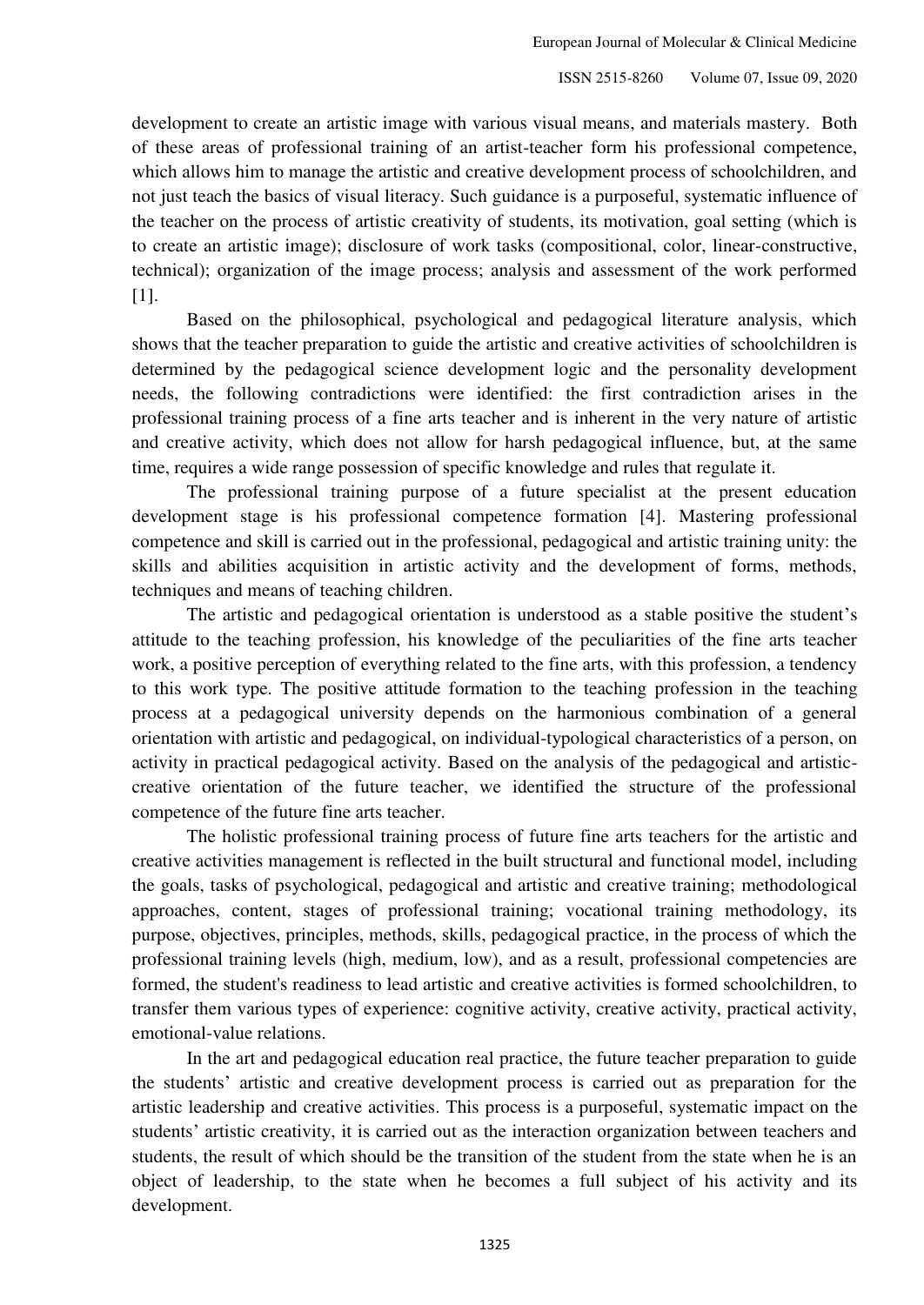development to create an artistic image with various visual means, and materials mastery. Both of these areas of professional training of an artist-teacher form his professional competence, which allows him to manage the artistic and creative development process of schoolchildren, and not just teach the basics of visual literacy. Such guidance is a purposeful, systematic influence of the teacher on the process of artistic creativity of students, its motivation, goal setting (which is to create an artistic image); disclosure of work tasks (compositional, color, linear-constructive, technical); organization of the image process; analysis and assessment of the work performed [1].

Based on the philosophical, psychological and pedagogical literature analysis, which shows that the teacher preparation to guide the artistic and creative activities of schoolchildren is determined by the pedagogical science development logic and the personality development needs, the following contradictions were identified: the first contradiction arises in the professional training process of a fine arts teacher and is inherent in the very nature of artistic and creative activity, which does not allow for harsh pedagogical influence, but, at the same time, requires a wide range possession of specific knowledge and rules that regulate it.

The professional training purpose of a future specialist at the present education development stage is his professional competence formation [4]. Mastering professional competence and skill is carried out in the professional, pedagogical and artistic training unity: the skills and abilities acquisition in artistic activity and the development of forms, methods, techniques and means of teaching children.

The artistic and pedagogical orientation is understood as a stable positive the student's attitude to the teaching profession, his knowledge of the peculiarities of the fine arts teacher work, a positive perception of everything related to the fine arts, with this profession, a tendency to this work type. The positive attitude formation to the teaching profession in the teaching process at a pedagogical university depends on the harmonious combination of a general orientation with artistic and pedagogical, on individual-typological characteristics of a person, on activity in practical pedagogical activity. Based on the analysis of the pedagogical and artistic-creative orientation of the future teacher, we identified the structure of the professional competence of the future fine arts teacher.

The holistic professional training process of future fine arts teachers for the artistic and creative activities management is reflected in the built structural and functional model, including the goals, tasks of psychological, pedagogical and artistic and creative training; methodological approaches, content, stages of professional training; vocational training methodology, its purpose, objectives, principles, methods, skills, pedagogical practice, in the process of which the professional training levels (high, medium, low), and as a result, professional competencies are formed, the student's readiness to lead artistic and creative activities is formed schoolchildren, to transfer them various types of experience: cognitive activity, creative activity, practical activity, emotional-value relations.

In the art and pedagogical education real practice, the future teacher preparation to guide the students' artistic and creative development process is carried out as preparation for the artistic leadership and creative activities. This process is a purposeful, systematic impact on the students' artistic creativity, it is carried out as the interaction organization between teachers and students, the result of which should be the transition of the student from the state when he is an object of leadership, to the state when he becomes a full subject of his activity and its development.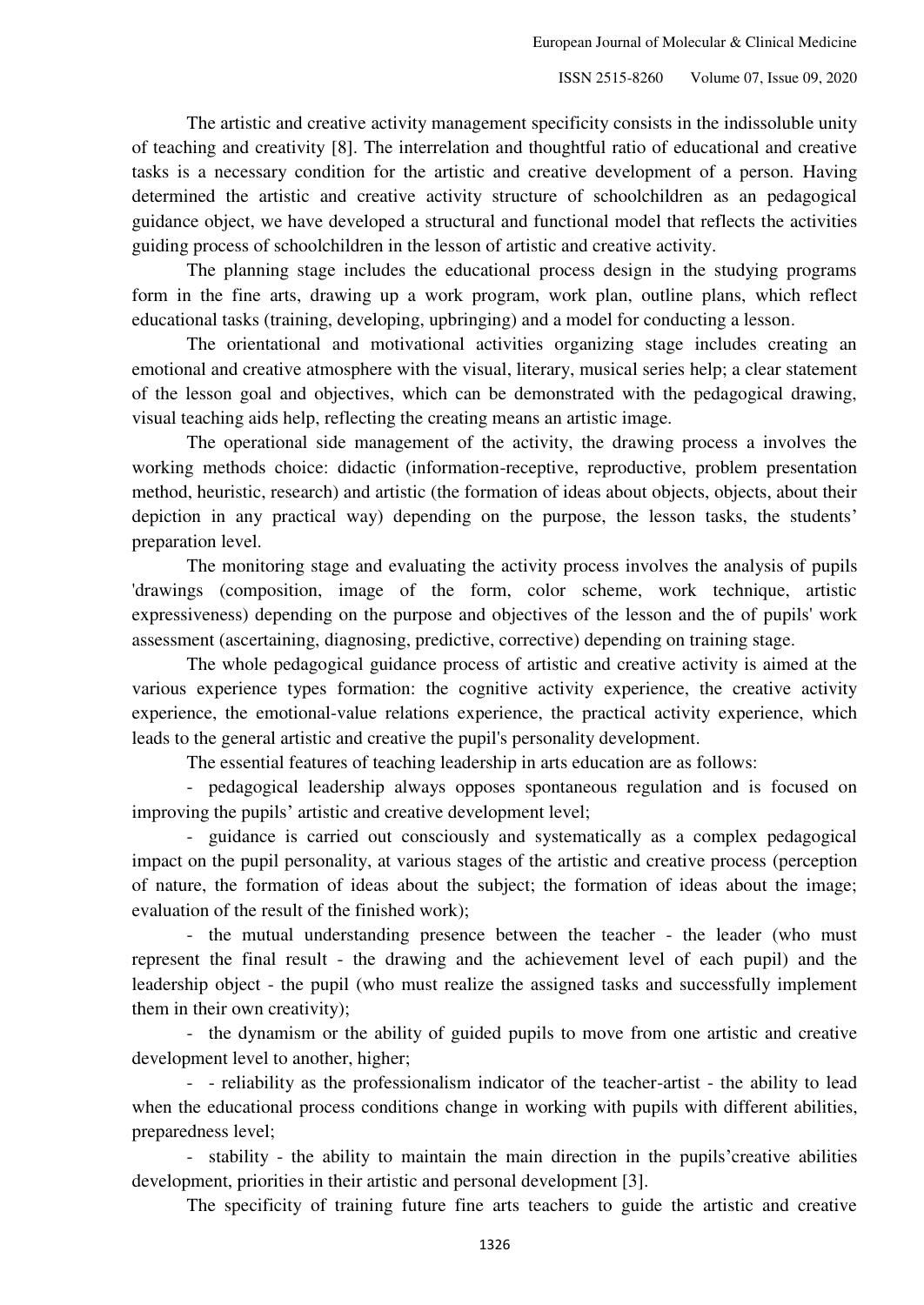The artistic and creative activity management specificity consists in the indissoluble unity of teaching and creativity [8]. The interrelation and thoughtful ratio of educational and creative tasks is a necessary condition for the artistic and creative development of a person. Having determined the artistic and creative activity structure of schoolchildren as an pedagogical guidance object, we have developed a structural and functional model that reflects the activities guiding process of schoolchildren in the lesson of artistic and creative activity.

The planning stage includes the educational process design in the studying programs form in the fine arts, drawing up a work program, work plan, outline plans, which reflect educational tasks (training, developing, upbringing) and a model for conducting a lesson.

The orientational and motivational activities organizing stage includes creating an emotional and creative atmosphere with the visual, literary, musical series help; a clear statement of the lesson goal and objectives, which can be demonstrated with the pedagogical drawing, visual teaching aids help, reflecting the creating means an artistic image.

The operational side management of the activity, the drawing process a involves the working methods choice: didactic (information-receptive, reproductive, problem presentation method, heuristic, research) and artistic (the formation of ideas about objects, objects, about their depiction in any practical way) depending on the purpose, the lesson tasks, the students' preparation level.

The monitoring stage and evaluating the activity process involves the analysis of pupils 'drawings (composition, image of the form, color scheme, work technique, artistic expressiveness) depending on the purpose and objectives of the lesson and the of pupils' work assessment (ascertaining, diagnosing, predictive, corrective) depending on training stage.

The whole pedagogical guidance process of artistic and creative activity is aimed at the various experience types formation: the cognitive activity experience, the creative activity experience, the emotional-value relations experience, the practical activity experience, which leads to the general artistic and creative the pupil's personality development.

The essential features of teaching leadership in arts education are as follows:

- pedagogical leadership always opposes spontaneous regulation and is focused on improving the pupils' artistic and creative development level;
- guidance is carried out consciously and systematically as a complex pedagogical impact on the pupil personality, at various stages of the artistic and creative process (perception of nature, the formation of ideas about the subject; the formation of ideas about the image; evaluation of the result of the finished work);
- the mutual understanding presence between the teacher - the leader (who must represent the final result - the drawing and the achievement level of each pupil) and the leadership object - the pupil (who must realize the assigned tasks and successfully implement them in their own creativity);
- the dynamism or the ability of guided pupils to move from one artistic and creative development level to another, higher;
- - reliability as the professionalism indicator of the teacher-artist - the ability to lead when the educational process conditions change in working with pupils with different abilities, preparedness level;
- stability - the ability to maintain the main direction in the pupils'creative abilities development, priorities in their artistic and personal development [3].

The specificity of training future fine arts teachers to guide the artistic and creative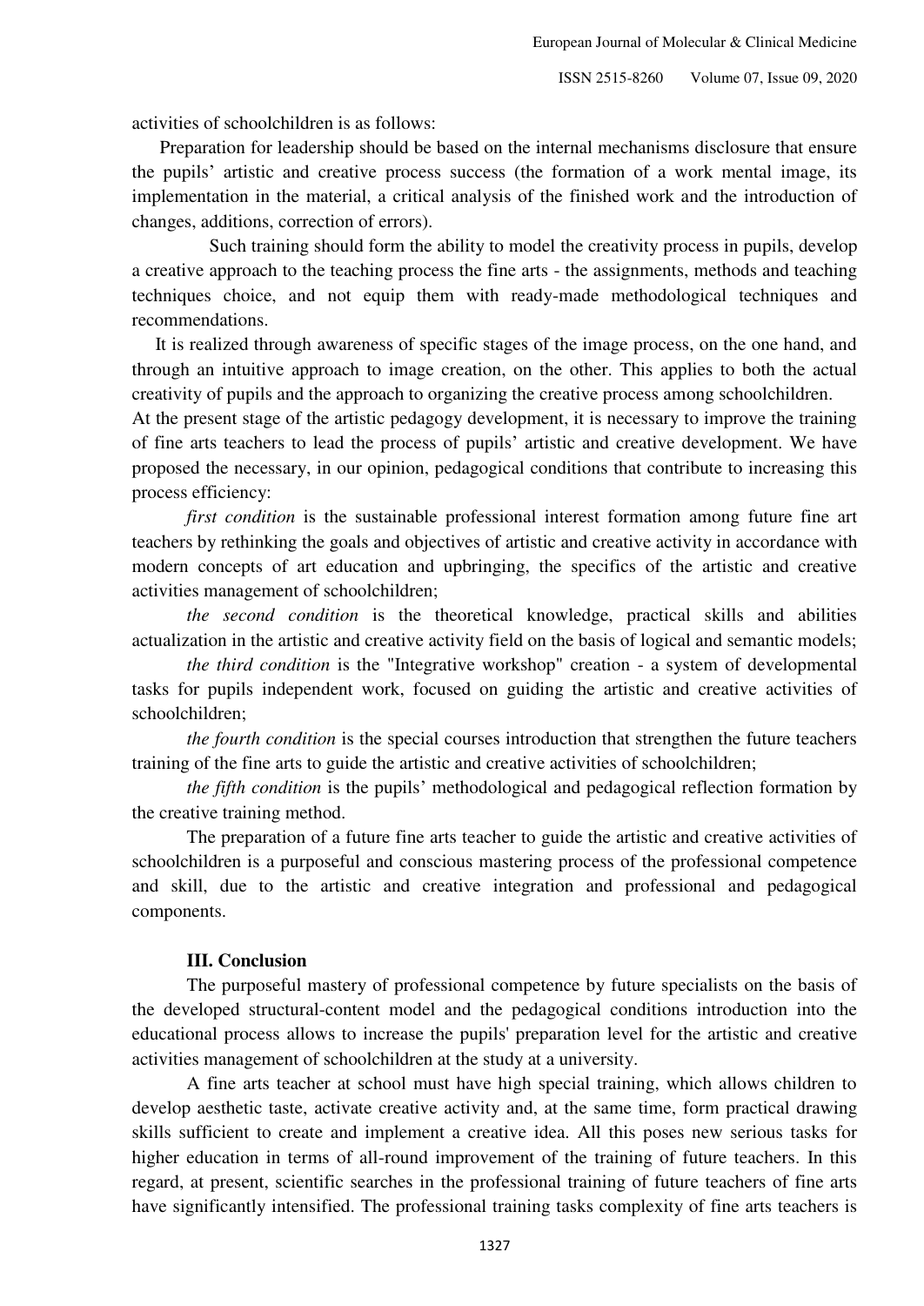activities of schoolchildren is as follows:

Preparation for leadership should be based on the internal mechanisms disclosure that ensure the pupils' artistic and creative process success (the formation of a work mental image, its implementation in the material, a critical analysis of the finished work and the introduction of changes, additions, correction of errors).

Such training should form the ability to model the creativity process in pupils, develop a creative approach to the teaching process the fine arts - the assignments, methods and teaching techniques choice, and not equip them with ready-made methodological techniques and recommendations.

It is realized through awareness of specific stages of the image process, on the one hand, and through an intuitive approach to image creation, on the other. This applies to both the actual creativity of pupils and the approach to organizing the creative process among schoolchildren.

At the present stage of the artistic pedagogy development, it is necessary to improve the training of fine arts teachers to lead the process of pupils' artistic and creative development. We have proposed the necessary, in our opinion, pedagogical conditions that contribute to increasing this process efficiency:

*first condition* is the sustainable professional interest formation among future fine art teachers by rethinking the goals and objectives of artistic and creative activity in accordance with modern concepts of art education and upbringing, the specifics of the artistic and creative activities management of schoolchildren;

*the second condition* is the theoretical knowledge, practical skills and abilities actualization in the artistic and creative activity field on the basis of logical and semantic models;

*the third condition* is the "Integrative workshop" creation - a system of developmental tasks for pupils independent work, focused on guiding the artistic and creative activities of schoolchildren;

*the fourth condition* is the special courses introduction that strengthen the future teachers training of the fine arts to guide the artistic and creative activities of schoolchildren;

*the fifth condition* is the pupils' methodological and pedagogical reflection formation by the creative training method.

The preparation of a future fine arts teacher to guide the artistic and creative activities of schoolchildren is a purposeful and conscious mastering process of the professional competence and skill, due to the artistic and creative integration and professional and pedagogical components.

## III. Conclusion

The purposeful mastery of professional competence by future specialists on the basis of the developed structural-content model and the pedagogical conditions introduction into the educational process allows to increase the pupils' preparation level for the artistic and creative activities management of schoolchildren at the study at a university.

A fine arts teacher at school must have high special training, which allows children to develop aesthetic taste, activate creative activity and, at the same time, form practical drawing skills sufficient to create and implement a creative idea. All this poses new serious tasks for higher education in terms of all-round improvement of the training of future teachers. In this regard, at present, scientific searches in the professional training of future teachers of fine arts have significantly intensified. The professional training tasks complexity of fine arts teachers is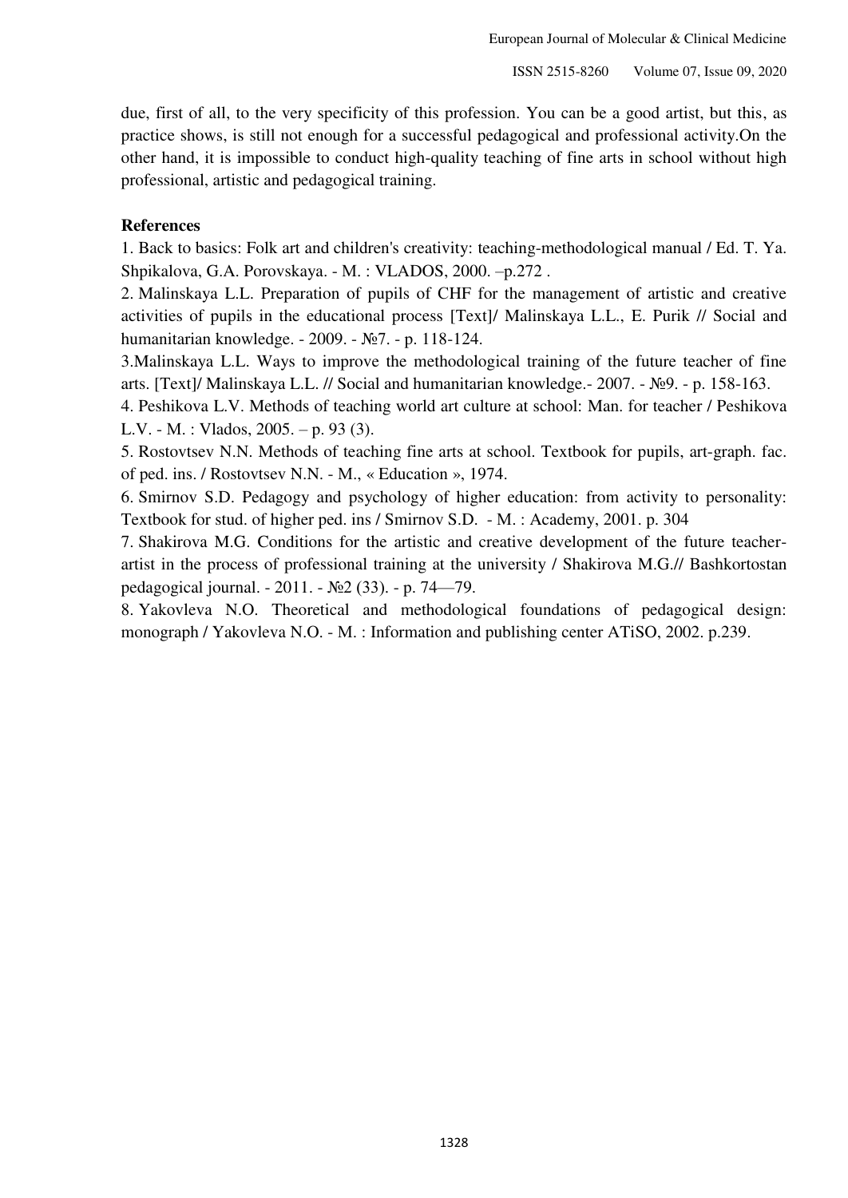due, first of all, to the very specificity of this profession. You can be a good artist, but this, as practice shows, is still not enough for a successful pedagogical and professional activity.On the other hand, it is impossible to conduct high-quality teaching of fine arts in school without high professional, artistic and pedagogical training.

**References**

1. Back to basics: Folk art and children's creativity: teaching-methodological manual / Ed. T. Ya. Shpikalova, G.A. Porovskaya. - M. : VLADOS, 2000. –p.272 .
2. Malinskaya L.L. Preparation of pupils of CHF for the management of artistic and creative activities of pupils in the educational process [Text]/ Malinskaya L.L., E. Purik // Social and humanitarian knowledge. - 2009. - №7. - p. 118-124.
3. Malinskaya L.L. Ways to improve the methodological training of the future teacher of fine arts. [Text]/ Malinskaya L.L. // Social and humanitarian knowledge.- 2007. - №9. - p. 158-163.
4. Peshikova L.V. Methods of teaching world art culture at school: Man. for teacher / Peshikova L.V. - M. : Vlados, 2005. – p. 93 (3).
5. Rostovtsev N.N. Methods of teaching fine arts at school. Textbook for pupils, art-graph. fac. of ped. ins. / Rostovtsev N.N. - M., « Education », 1974.
6. Smirnov S.D. Pedagogy and psychology of higher education: from activity to personality: Textbook for stud. of higher ped. ins / Smirnov S.D. - M. : Academy, 2001. p. 304
7. Shakirova M.G. Conditions for the artistic and creative development of the future teacher-artist in the process of professional training at the university / Shakirova M.G.// Bashkortostan pedagogical journal. - 2011. - №2 (33). - p. 74—79.
8. Yakovleva N.O. Theoretical and methodological foundations of pedagogical design: monograph / Yakovleva N.O. - M. : Information and publishing center ATiSO, 2002. p.239.